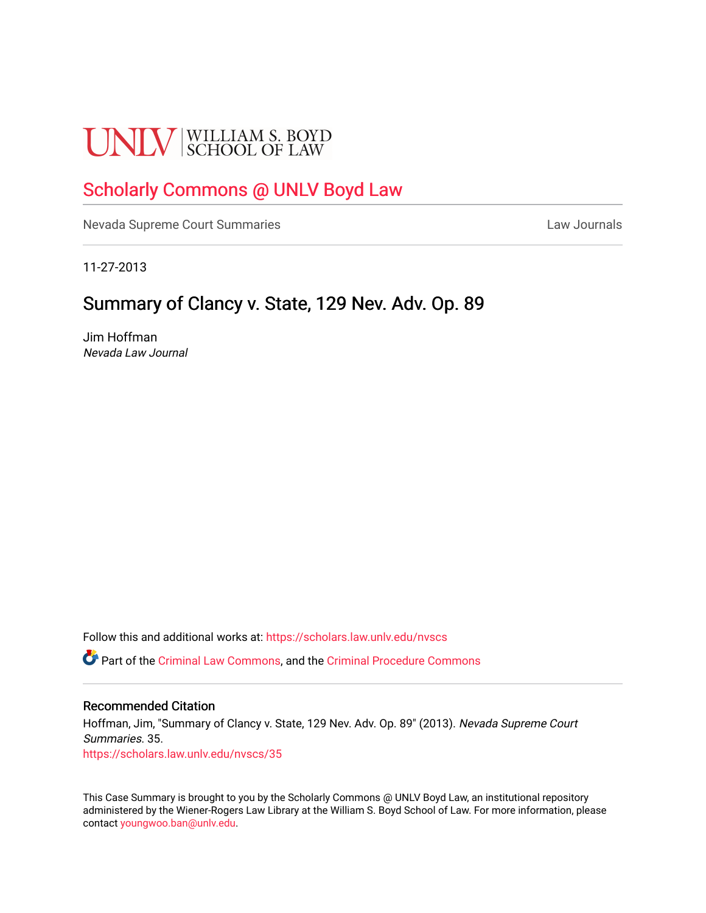UNLV | WILLIAM S. BOYD SCHOOL OF LAW

# Scholarly Commons @ UNLV Boyd Law

Nevada Supreme Court Summaries | Law Journals

11-27-2013

## Summary of Clancy v. State, 129 Nev. Adv. Op. 89

Jim Hoffman
*Nevada Law Journal*

Follow this and additional works at: https://scholars.law.unlv.edu/nvscs

Part of the Criminal Law Commons, and the Criminal Procedure Commons

### Recommended Citation

Hoffman, Jim, "Summary of Clancy v. State, 129 Nev. Adv. Op. 89" (2013). *Nevada Supreme Court Summaries*. 35.
https://scholars.law.unlv.edu/nvscs/35

This Case Summary is brought to you by the Scholarly Commons @ UNLV Boyd Law, an institutional repository administered by the Wiener-Rogers Law Library at the William S. Boyd School of Law. For more information, please contact youngwoo.ban@unlv.edu.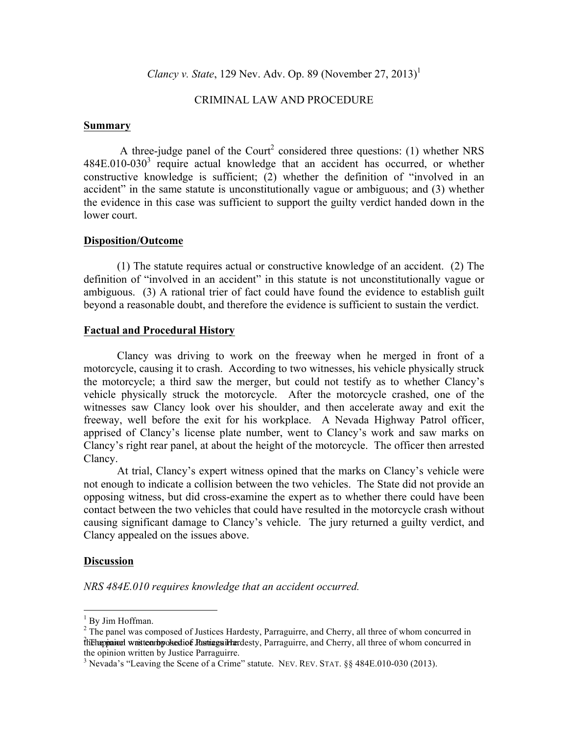*Clancy v. State*, 129 Nev. Adv. Op. 89 (November 27, 2013)[1]

CRIMINAL LAW AND PROCEDURE

## Summary

A three-judge panel of the Court[2] considered three questions: (1) whether NRS 484E.010-030[3] require actual knowledge that an accident has occurred, or whether constructive knowledge is sufficient; (2) whether the definition of "involved in an accident" in the same statute is unconstitutionally vague or ambiguous; and (3) whether the evidence in this case was sufficient to support the guilty verdict handed down in the lower court.

## Disposition/Outcome

(1) The statute requires actual or constructive knowledge of an accident. (2) The definition of "involved in an accident" in this statute is not unconstitutionally vague or ambiguous. (3) A rational trier of fact could have found the evidence to establish guilt beyond a reasonable doubt, and therefore the evidence is sufficient to sustain the verdict.

## Factual and Procedural History

Clancy was driving to work on the freeway when he merged in front of a motorcycle, causing it to crash. According to two witnesses, his vehicle physically struck the motorcycle; a third saw the merger, but could not testify as to whether Clancy's vehicle physically struck the motorcycle. After the motorcycle crashed, one of the witnesses saw Clancy look over his shoulder, and then accelerate away and exit the freeway, well before the exit for his workplace. A Nevada Highway Patrol officer, apprised of Clancy's license plate number, went to Clancy's work and saw marks on Clancy's right rear panel, at about the height of the motorcycle. The officer then arrested Clancy.

At trial, Clancy's expert witness opined that the marks on Clancy's vehicle were not enough to indicate a collision between the two vehicles. The State did not provide an opposing witness, but did cross-examine the expert as to whether there could have been contact between the two vehicles that could have resulted in the motorcycle crash without causing significant damage to Clancy's vehicle. The jury returned a guilty verdict, and Clancy appealed on the issues above.

## Discussion

*NRS 484E.010 requires knowledge that an accident occurred.*

---

[1] By Jim Hoffman.

[2] The panel was composed of Justices Hardesty, Parraguirre, and Cherry, all three of whom concurred in the opinion written by Justice Parraguirre.

[3] Nevada's "Leaving the Scene of a Crime" statute. NEV. REV. STAT. §§ 484E.010-030 (2013).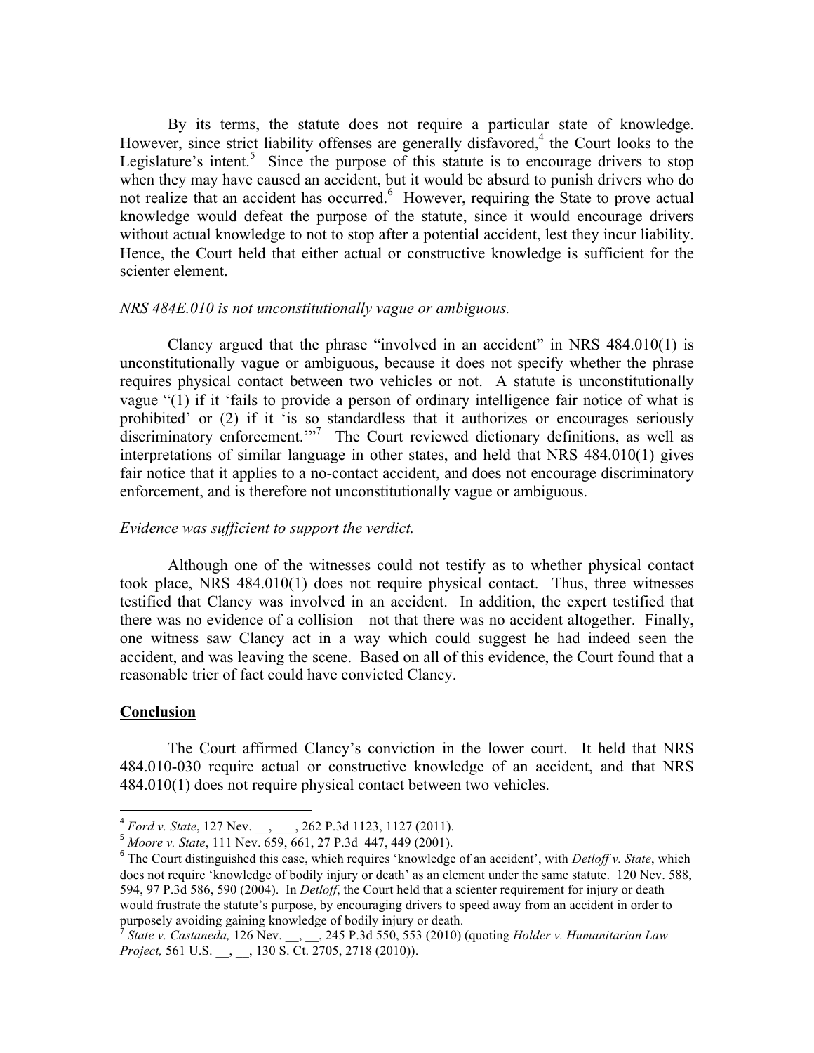By its terms, the statute does not require a particular state of knowledge. However, since strict liability offenses are generally disfavored,[4] the Court looks to the Legislature's intent.[5] Since the purpose of this statute is to encourage drivers to stop when they may have caused an accident, but it would be absurd to punish drivers who do not realize that an accident has occurred.[6] However, requiring the State to prove actual knowledge would defeat the purpose of the statute, since it would encourage drivers without actual knowledge to not to stop after a potential accident, lest they incur liability. Hence, the Court held that either actual or constructive knowledge is sufficient for the scienter element.

*NRS 484E.010 is not unconstitutionally vague or ambiguous.*

Clancy argued that the phrase "involved in an accident" in NRS 484.010(1) is unconstitutionally vague or ambiguous, because it does not specify whether the phrase requires physical contact between two vehicles or not. A statute is unconstitutionally vague "(1) if it 'fails to provide a person of ordinary intelligence fair notice of what is prohibited' or (2) if it 'is so standardless that it authorizes or encourages seriously discriminatory enforcement.'"[7] The Court reviewed dictionary definitions, as well as interpretations of similar language in other states, and held that NRS 484.010(1) gives fair notice that it applies to a no-contact accident, and does not encourage discriminatory enforcement, and is therefore not unconstitutionally vague or ambiguous.

*Evidence was sufficient to support the verdict.*

Although one of the witnesses could not testify as to whether physical contact took place, NRS 484.010(1) does not require physical contact. Thus, three witnesses testified that Clancy was involved in an accident. In addition, the expert testified that there was no evidence of a collision—not that there was no accident altogether. Finally, one witness saw Clancy act in a way which could suggest he had indeed seen the accident, and was leaving the scene. Based on all of this evidence, the Court found that a reasonable trier of fact could have convicted Clancy.

**Conclusion**

The Court affirmed Clancy's conviction in the lower court. It held that NRS 484.010-030 require actual or constructive knowledge of an accident, and that NRS 484.010(1) does not require physical contact between two vehicles.

---

[4] *Ford v. State*, 127 Nev. __, ___, 262 P.3d 1123, 1127 (2011).

[5] *Moore v. State*, 111 Nev. 659, 661, 27 P.3d 447, 449 (2001).

[6] The Court distinguished this case, which requires 'knowledge of an accident', with *Detloff v. State*, which does not require 'knowledge of bodily injury or death' as an element under the same statute. 120 Nev. 588, 594, 97 P.3d 586, 590 (2004). In *Detloff*, the Court held that a scienter requirement for injury or death would frustrate the statute's purpose, by encouraging drivers to speed away from an accident in order to purposely avoiding gaining knowledge of bodily injury or death.

[7] *State v. Castaneda,* 126 Nev. __, __, 245 P.3d 550, 553 (2010) (quoting *Holder v. Humanitarian Law Project,* 561 U.S. __, __, 130 S. Ct. 2705, 2718 (2010)).